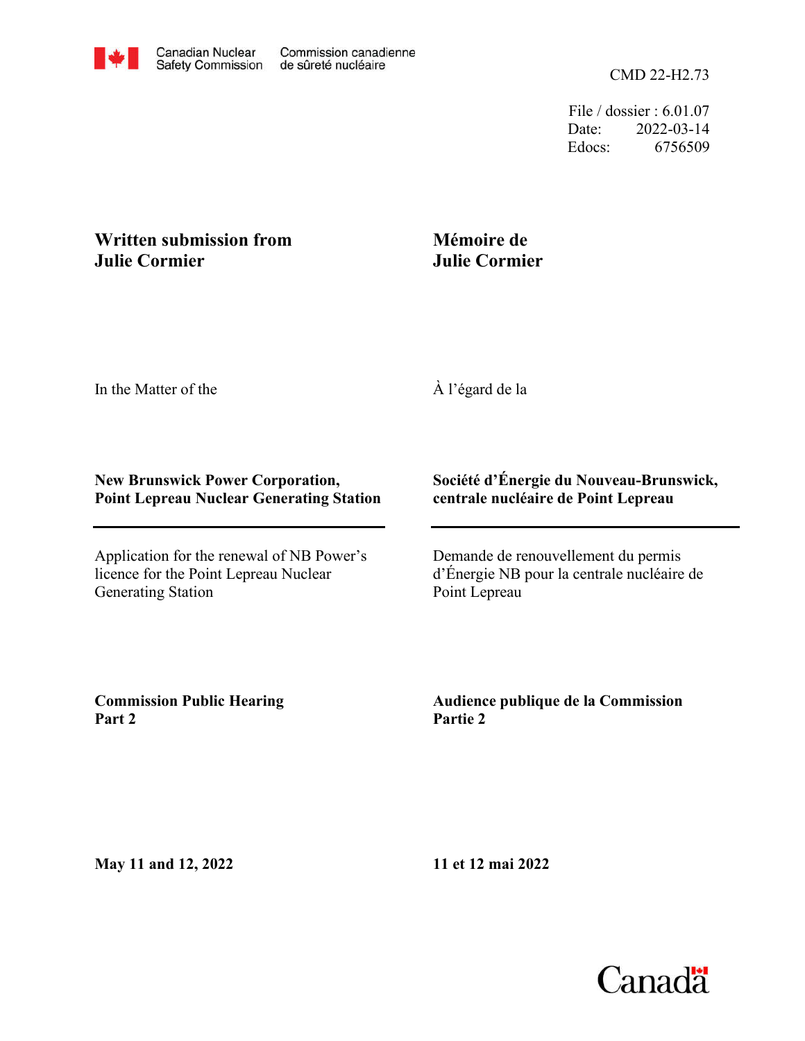Canadian Nuclear Safety Commission — Commission canadienne de sûreté nucléaire

CMD 22-H2.73

File / dossier : 6.01.07
Date: 2022-03-14
Edocs: 6756509

**Written submission from Julie Cormier**

**Mémoire de Julie Cormier**

In the Matter of the

À l’égard de la

**New Brunswick Power Corporation, Point Lepreau Nuclear Generating Station**

**Société d’Énergie du Nouveau-Brunswick, centrale nucléaire de Point Lepreau**

Application for the renewal of NB Power’s licence for the Point Lepreau Nuclear Generating Station

Demande de renouvellement du permis d’Énergie NB pour la centrale nucléaire de Point Lepreau

**Commission Public Hearing Part 2**

**Audience publique de la Commission Partie 2**

**May 11 and 12, 2022**

**11 et 12 mai 2022**

Canada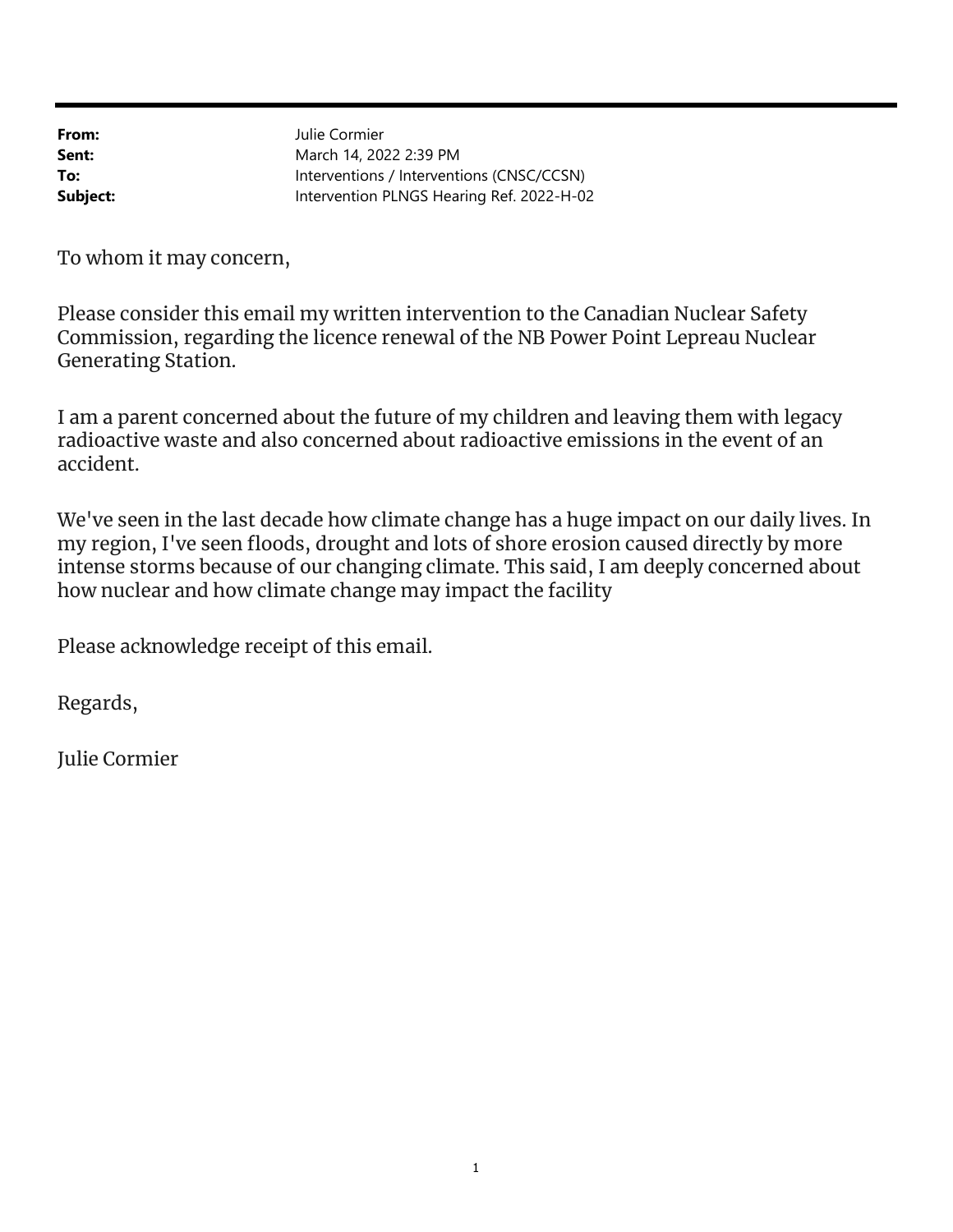**From:** Julie Cormier
**Sent:** March 14, 2022 2:39 PM
**To:** Interventions / Interventions (CNSC/CCSN)
**Subject:** Intervention PLNGS Hearing Ref. 2022-H-02

To whom it may concern,

Please consider this email my written intervention to the Canadian Nuclear Safety Commission, regarding the licence renewal of the NB Power Point Lepreau Nuclear Generating Station.

I am a parent concerned about the future of my children and leaving them with legacy radioactive waste and also concerned about radioactive emissions in the event of an accident.

We've seen in the last decade how climate change has a huge impact on our daily lives. In my region, I've seen floods, drought and lots of shore erosion caused directly by more intense storms because of our changing climate. This said, I am deeply concerned about how nuclear and how climate change may impact the facility

Please acknowledge receipt of this email.

Regards,

Julie Cormier